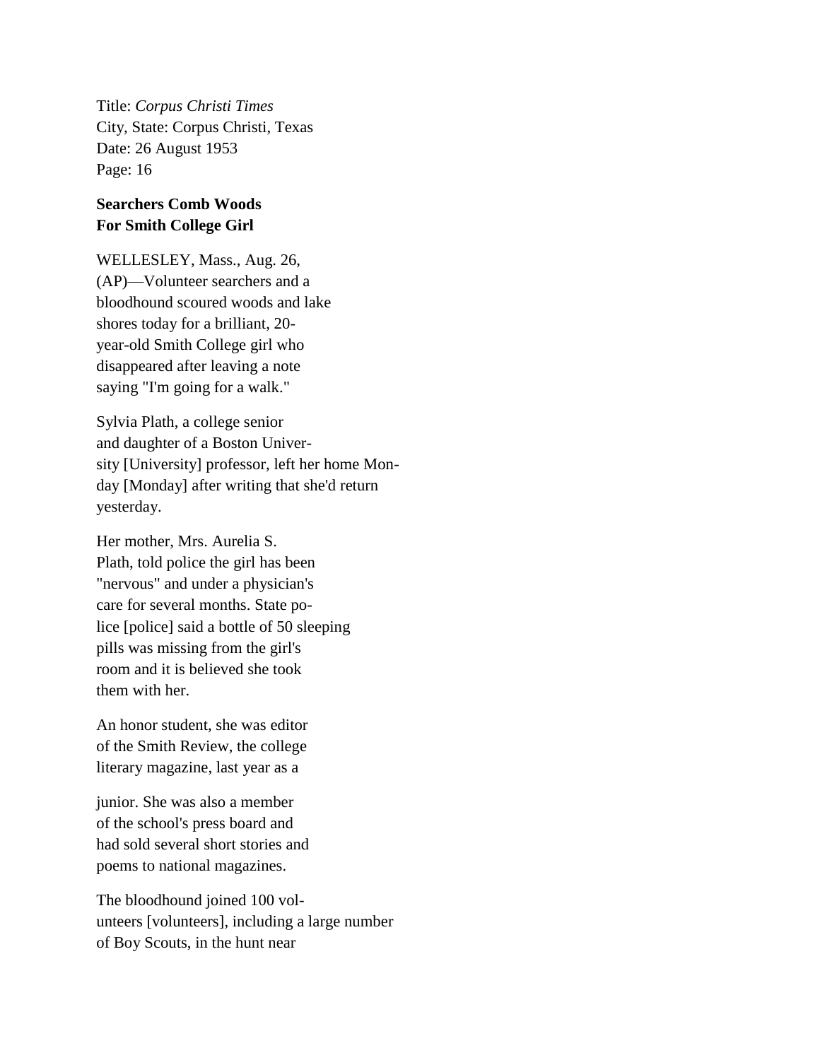Title: *Corpus Christi Times*
City, State: Corpus Christi, Texas
Date: 26 August 1953
Page: 16

**Searchers Comb Woods For Smith College Girl**

WELLESLEY, Mass., Aug. 26, (AP)—Volunteer searchers and a bloodhound scoured woods and lake shores today for a brilliant, 20-year-old Smith College girl who disappeared after leaving a note saying "I'm going for a walk."

Sylvia Plath, a college senior and daughter of a Boston Univer-sity [University] professor, left her home Mon-day [Monday] after writing that she'd return yesterday.

Her mother, Mrs. Aurelia S. Plath, told police the girl has been "nervous" and under a physician's care for several months. State po-lice [police] said a bottle of 50 sleeping pills was missing from the girl's room and it is believed she took them with her.

An honor student, she was editor of the Smith Review, the college literary magazine, last year as a junior. She was also a member of the school's press board and had sold several short stories and poems to national magazines.

The bloodhound joined 100 vol-unteers [volunteers], including a large number of Boy Scouts, in the hunt near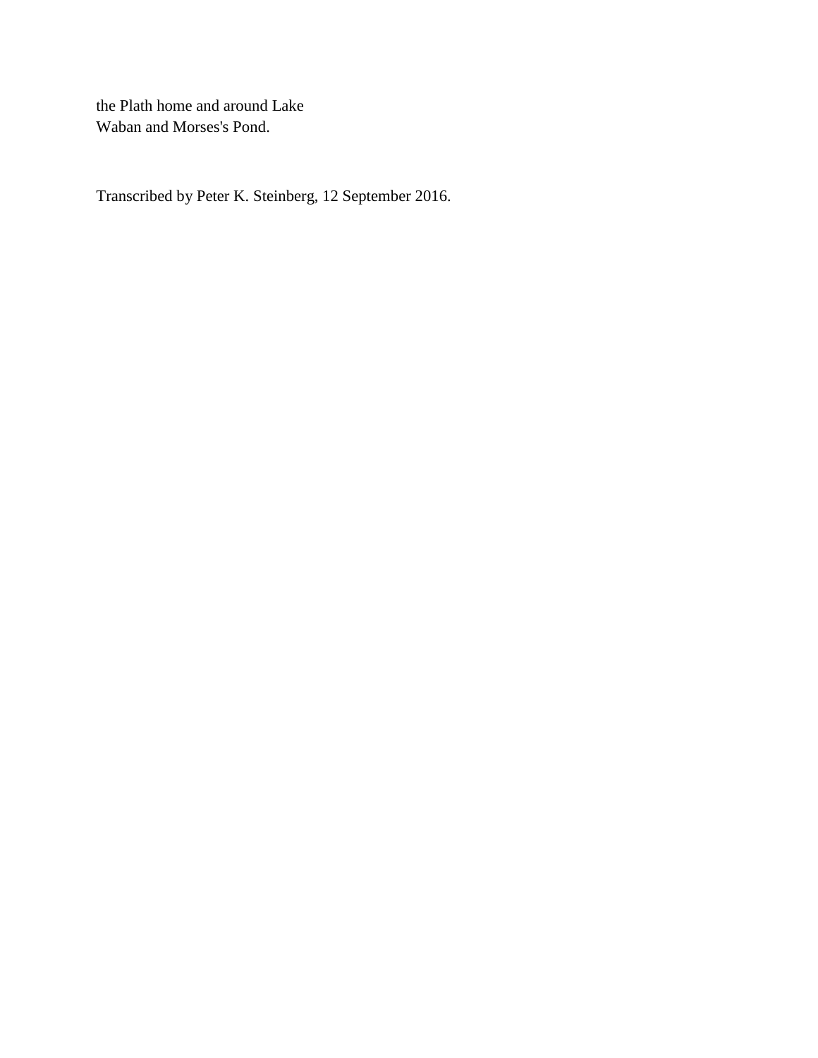the Plath home and around Lake
Waban and Morses's Pond.

Transcribed by Peter K. Steinberg, 12 September 2016.